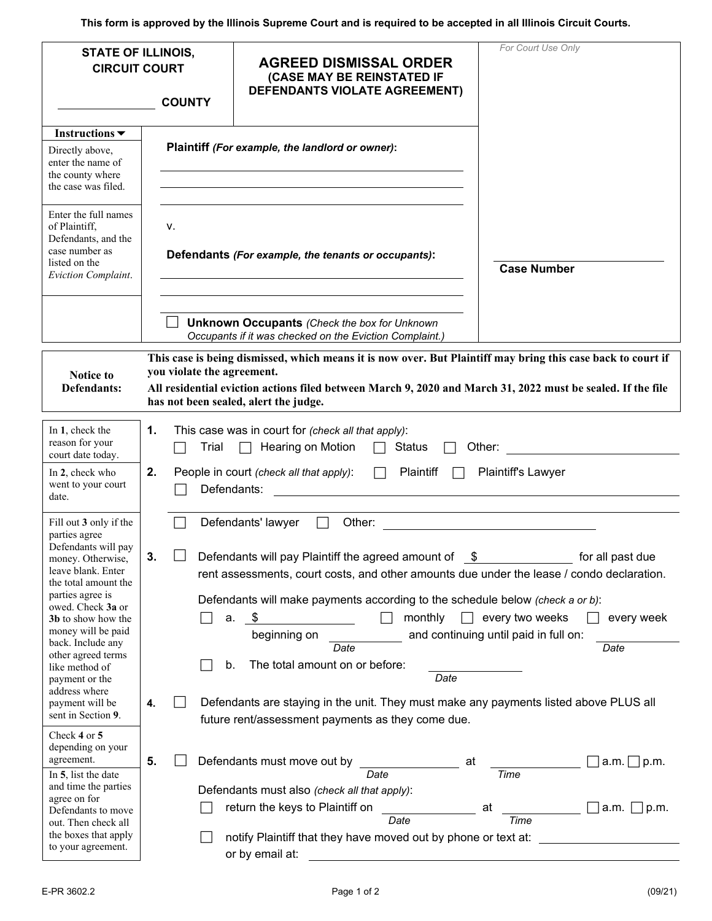This form is approved by the Illinois Supreme Court and is required to be accepted in all Illinois Circuit Courts.

| STATE OF ILLINOIS, CIRCUIT COURT ______________ COUNTY | **AGREED DISMISSAL ORDER** **(CASE MAY BE REINSTATED IF DEFENDANTS VIOLATE AGREEMENT)** | *For Court Use Only* |
|---|---|---|

**Instructions ▼**

Directly above, enter the name of the county where the case was filed.

Enter the full names of Plaintiff, Defendants, and the case number as listed on the *Eviction Complaint*.

**Plaintiff** *(For example, the landlord or owner)*:

______________________________

______________________________

______________________________

v.

**Defendants** *(For example, the tenants or occupants)*:

______________________________

______________________________

☐ **Unknown Occupants** *(Check the box for Unknown Occupants if it was checked on the Eviction Complaint.)*

______________________________
**Case Number**

**Notice to Defendants:** **This case is being dismissed, which means it is now over. But Plaintiff may bring this case back to court if you violate the agreement.**

**All residential eviction actions filed between March 9, 2020 and March 31, 2022 must be sealed. If the file has not been sealed, alert the judge.**

*In **1**, check the reason for your court date today.*

**1.** This case was in court for *(check all that apply)*:
☐ Trial ☐ Hearing on Motion ☐ Status ☐ Other: ______________________

*In **2**, check who went to your court date.*

**2.** People in court *(check all that apply)*: ☐ Plaintiff ☐ Plaintiff's Lawyer
☐ Defendants: ______________________________
______________________________
☐ Defendants' lawyer ☐ Other: ______________________

*Fill out **3** only if the parties agree Defendants will pay money. Otherwise, leave blank. Enter the total amount the parties agree is owed. Check **3a** or **3b** to show how the money will be paid back. Include any other agreed terms like method of payment or the address where payment will be sent in Section **9**.*

**3.** ☐ Defendants will pay Plaintiff the agreed amount of $ ____________ for all past due rent assessments, court costs, and other amounts due under the lease / condo declaration.

Defendants will make payments according to the schedule below *(check a or b)*:

☐ a. $ ____________ ☐ monthly ☐ every two weeks ☐ every week
beginning on ____________ (Date) and continuing until paid in full on: ____________ (Date)

☐ b. The total amount on or before: ____________ (Date)

*Check **4** or **5** depending on your agreement.*

**4.** ☐ Defendants are staying in the unit. They must make any payments listed above PLUS all future rent/assessment payments as they come due.

*In **5**, list the date and time the parties agree on for Defendants to move out. Then check all the boxes that apply to your agreement.*

**5.** ☐ Defendants must move out by ____________ (Date) at ____________ (Time) ☐ a.m. ☐ p.m.

Defendants must also *(check all that apply)*:

☐ return the keys to Plaintiff on ____________ (Date) at ____________ (Time) ☐ a.m. ☐ p.m.

☐ notify Plaintiff that they have moved out by phone or text at: ______________________
or by email at: ______________________

E-PR 3602.2 (09/21)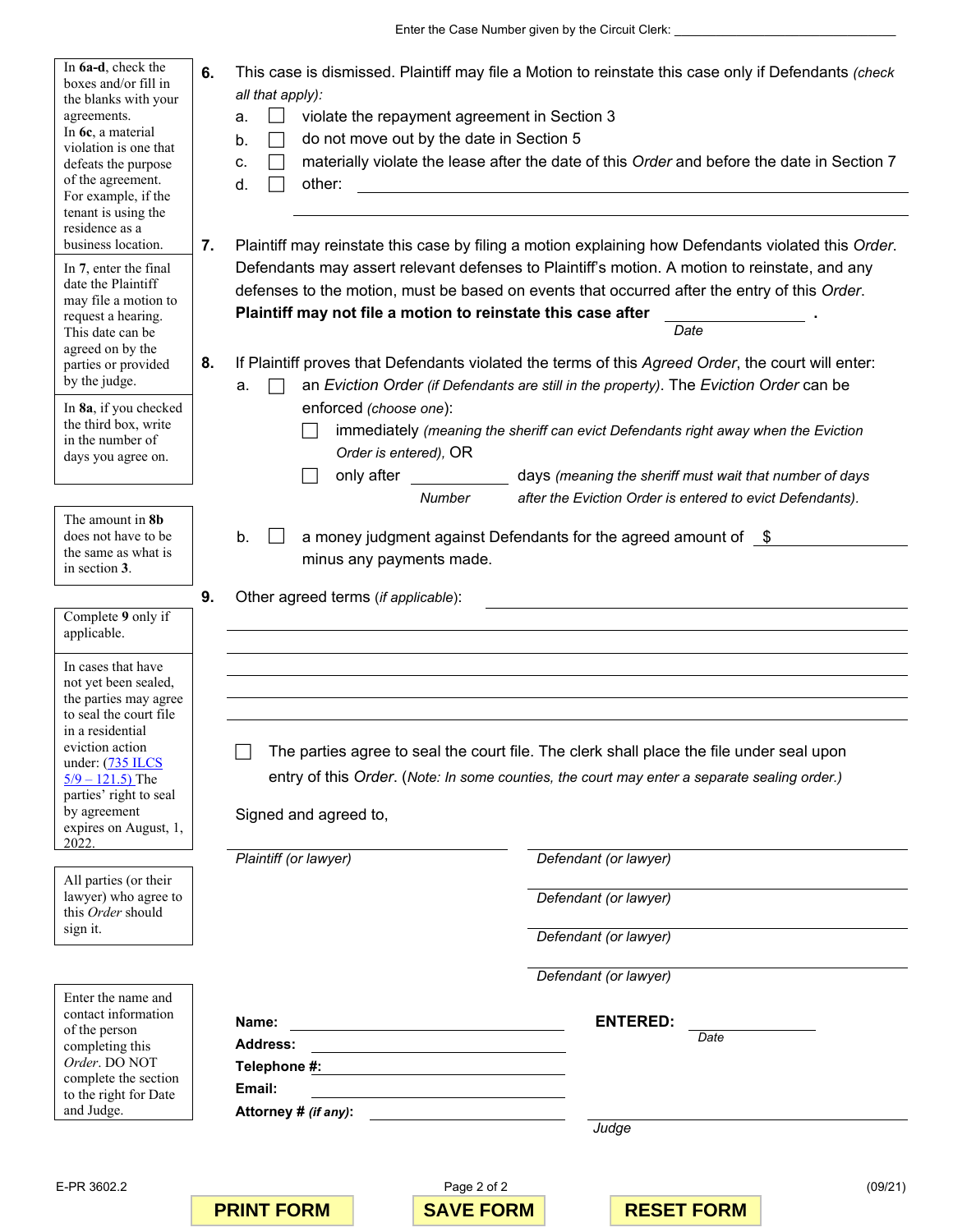Enter the Case Number given by the Circuit Clerk: ______________________________

> In **6a-d**, check the boxes and/or fill in the blanks with your agreements.
> In **6c**, a material violation is one that defeats the purpose of the agreement. For example, if the tenant is using the residence as a business location.

**6.** This case is dismissed. Plaintiff may file a Motion to reinstate this case only if Defendants *(check all that apply)*:

a. ☐ violate the repayment agreement in Section 3

b. ☐ do not move out by the date in Section 5

c. ☐ materially violate the lease after the date of this *Order* and before the date in Section 7

d. ☐ other: ______________________________

> In **7**, enter the final date the Plaintiff may file a motion to request a hearing. This date can be agreed on by the parties or provided by the judge.

**7.** Plaintiff may reinstate this case by filing a motion explaining how Defendants violated this *Order*. Defendants may assert relevant defenses to Plaintiff's motion. A motion to reinstate, and any defenses to the motion, must be based on events that occurred after the entry of this *Order*. **Plaintiff may not file a motion to reinstate this case after** ______________ **.**
*Date*

> In **8a**, if you checked the third box, write in the number of days you agree on.

**8.** If Plaintiff proves that Defendants violated the terms of this *Agreed Order*, the court will enter:

a. ☐ an *Eviction Order (if Defendants are still in the property)*. The *Eviction Order* can be enforced *(choose one)*:

☐ immediately *(meaning the sheriff can evict Defendants right away when the Eviction Order is entered)*, OR

☐ only after ____________ days *(meaning the sheriff must wait that number of days after the Eviction Order is entered to evict Defendants)*.
*Number*

> The amount in **8b** does not have to be the same as what is in section **3**.

b. ☐ a money judgment against Defendants for the agreed amount of $ ______________ minus any payments made.

> Complete **9** only if applicable.

**9.** Other agreed terms (*if applicable*): ______________________________

______________________________

______________________________

______________________________

______________________________

> In cases that have not yet been sealed, the parties may agree to seal the court file in a residential eviction action under: (735 ILCS 5/9 – 121.5) The parties' right to seal by agreement expires on August, 1, 2022.

☐ The parties agree to seal the court file. The clerk shall place the file under seal upon entry of this *Order*. (*Note: In some counties, the court may enter a separate sealing order.)*

> All parties (or their lawyer) who agree to this *Order* should sign it.

Signed and agreed to,

______________________________
*Plaintiff (or lawyer)*

______________________________
*Defendant (or lawyer)*

______________________________
*Defendant (or lawyer)*

______________________________
*Defendant (or lawyer)*

______________________________
*Defendant (or lawyer)*

> Enter the name and contact information of the person completing this *Order*. DO NOT complete the section to the right for Date and Judge.

**Name:** ______________________________
**Address:** ______________________________
**Telephone #:** ______________________________
**Email:** ______________________________
**Attorney #** ***(if any)*:** ______________________________

**ENTERED:** ______________
*Date*

______________________________
*Judge*

E-PR 3602.2 (09/21)

PRINT FORM | SAVE FORM | RESET FORM